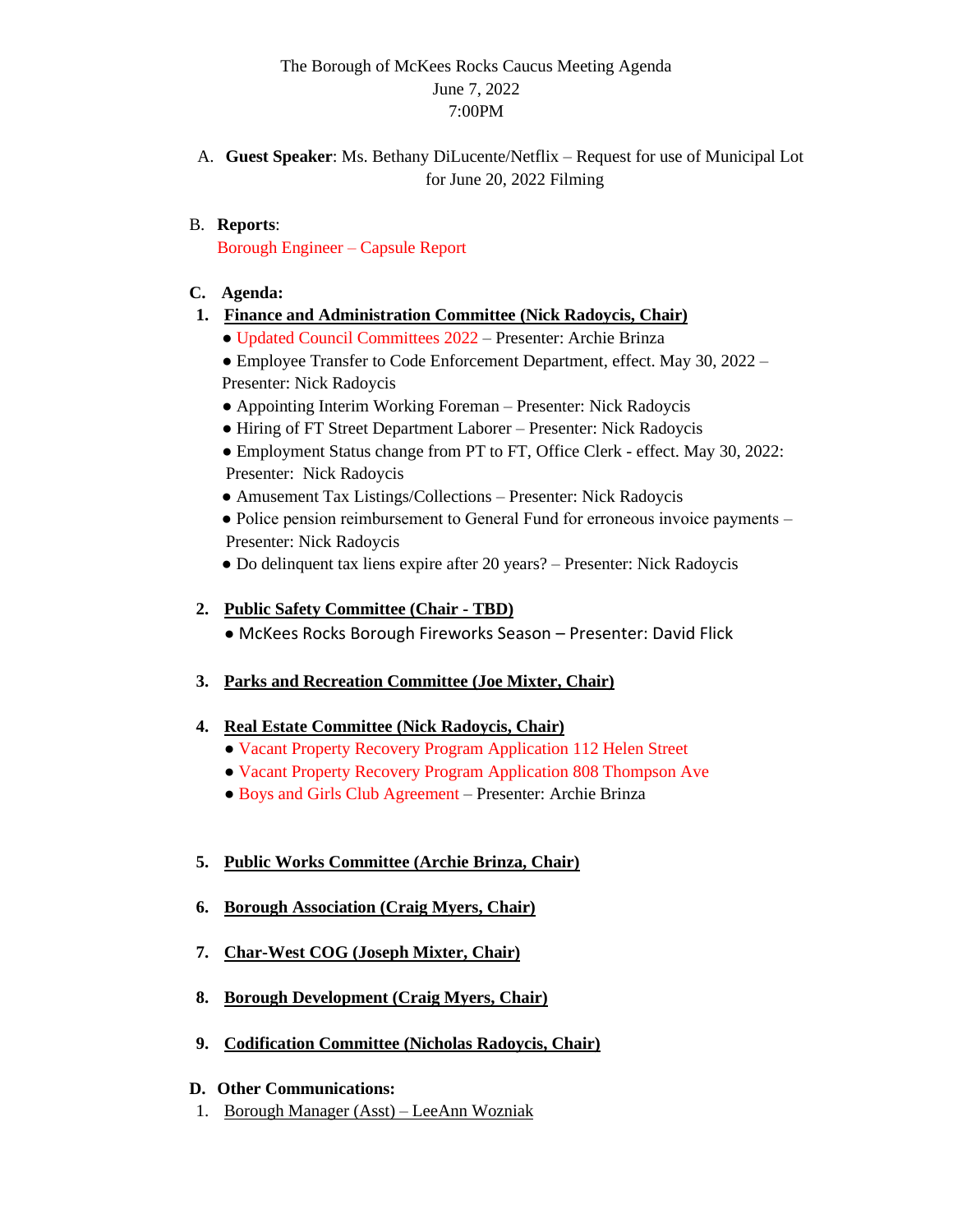The Borough of McKees Rocks Caucus Meeting Agenda
June 7, 2022
7:00PM

A. **Guest Speaker**: Ms. Bethany DiLucente/Netflix – Request for use of Municipal Lot for June 20, 2022 Filming

B. **Reports**:
Borough Engineer – Capsule Report

**C. Agenda:**

1. **Finance and Administration Committee (Nick Radoycis, Chair)**
   - Updated Council Committees 2022 – Presenter: Archie Brinza
   - Employee Transfer to Code Enforcement Department, effect. May 30, 2022 – Presenter: Nick Radoycis
   - Appointing Interim Working Foreman – Presenter: Nick Radoycis
   - Hiring of FT Street Department Laborer – Presenter: Nick Radoycis
   - Employment Status change from PT to FT, Office Clerk - effect. May 30, 2022: Presenter: Nick Radoycis
   - Amusement Tax Listings/Collections – Presenter: Nick Radoycis
   - Police pension reimbursement to General Fund for erroneous invoice payments – Presenter: Nick Radoycis
   - Do delinquent tax liens expire after 20 years? – Presenter: Nick Radoycis

2. **Public Safety Committee (Chair - TBD)**
   - McKees Rocks Borough Fireworks Season – Presenter: David Flick

3. **Parks and Recreation Committee (Joe Mixter, Chair)**

4. **Real Estate Committee (Nick Radoycis, Chair)**
   - Vacant Property Recovery Program Application 112 Helen Street
   - Vacant Property Recovery Program Application 808 Thompson Ave
   - Boys and Girls Club Agreement – Presenter: Archie Brinza

5. **Public Works Committee (Archie Brinza, Chair)**

6. **Borough Association (Craig Myers, Chair)**

7. **Char-West COG (Joseph Mixter, Chair)**

8. **Borough Development (Craig Myers, Chair)**

9. **Codification Committee (Nicholas Radoycis, Chair)**

**D. Other Communications:**

1. Borough Manager (Asst) – LeeAnn Wozniak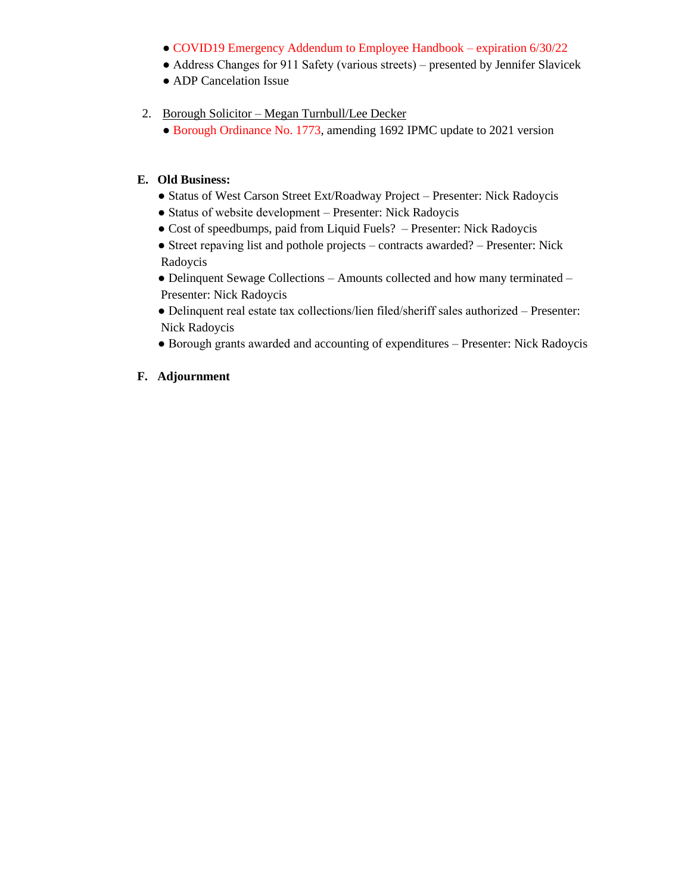- COVID19 Emergency Addendum to Employee Handbook – expiration 6/30/22
- Address Changes for 911 Safety (various streets) – presented by Jennifer Slavicek
- ADP Cancelation Issue

2. Borough Solicitor – Megan Turnbull/Lee Decker
   - Borough Ordinance No. 1773, amending 1692 IPMC update to 2021 version

**E. Old Business:**

- Status of West Carson Street Ext/Roadway Project – Presenter: Nick Radoycis
- Status of website development – Presenter: Nick Radoycis
- Cost of speedbumps, paid from Liquid Fuels? – Presenter: Nick Radoycis
- Street repaving list and pothole projects – contracts awarded? – Presenter: Nick Radoycis
- Delinquent Sewage Collections – Amounts collected and how many terminated – Presenter: Nick Radoycis
- Delinquent real estate tax collections/lien filed/sheriff sales authorized – Presenter: Nick Radoycis
- Borough grants awarded and accounting of expenditures – Presenter: Nick Radoycis

**F. Adjournment**